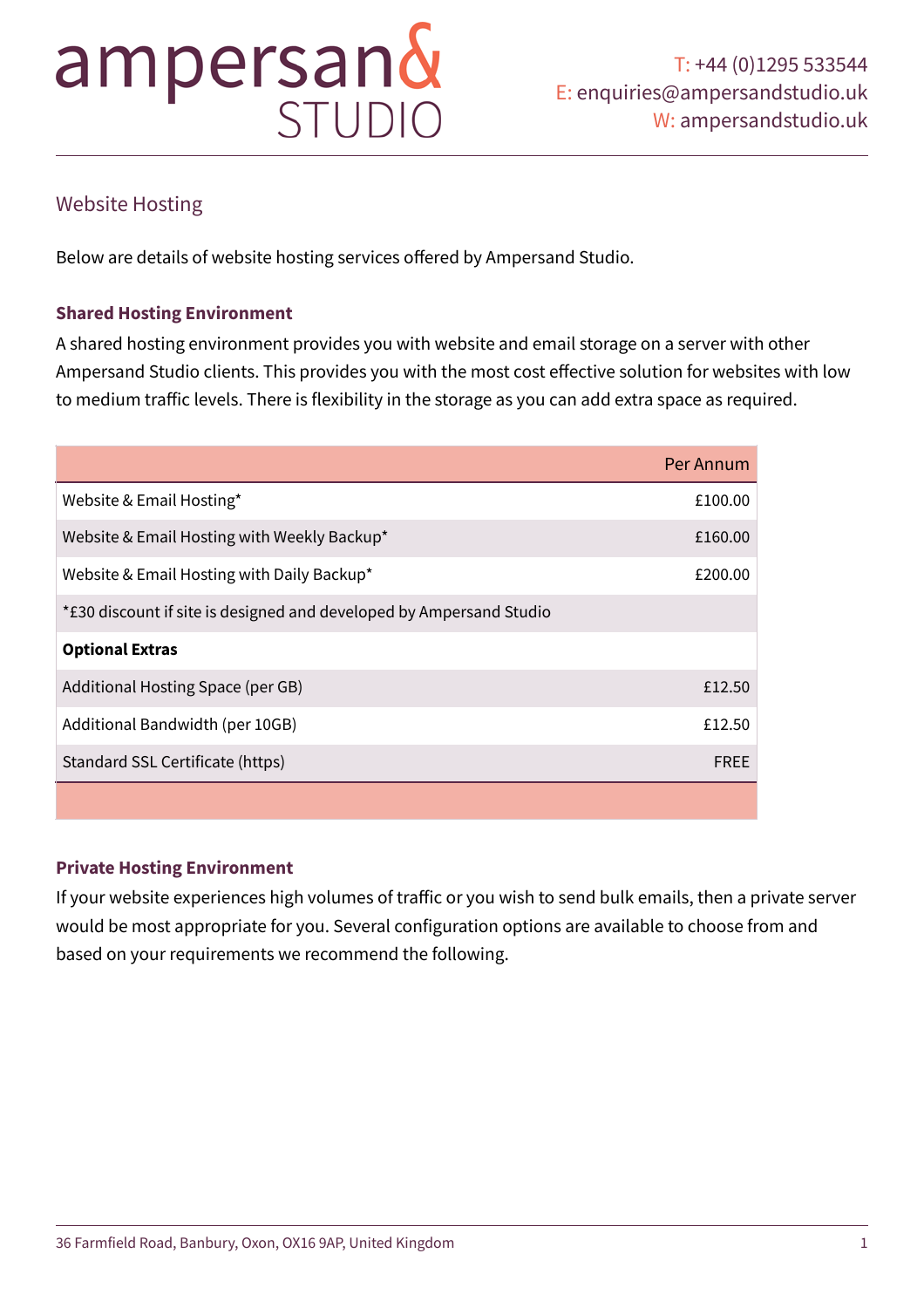# ampersand STUDIO

T: +44 (0)1295 533544
E: enquiries@ampersandstudio.uk
W: ampersandstudio.uk

## Website Hosting

Below are details of website hosting services offered by Ampersand Studio.

### Shared Hosting Environment

A shared hosting environment provides you with website and email storage on a server with other Ampersand Studio clients. This provides you with the most cost effective solution for websites with low to medium traffic levels. There is flexibility in the storage as you can add extra space as required.

| | Per Annum |
|---|---|
| Website & Email Hosting* | £100.00 |
| Website & Email Hosting with Weekly Backup* | £160.00 |
| Website & Email Hosting with Daily Backup* | £200.00 |
| *£30 discount if site is designed and developed by Ampersand Studio | |
| **Optional Extras** | |
| Additional Hosting Space (per GB) | £12.50 |
| Additional Bandwidth (per 10GB) | £12.50 |
| Standard SSL Certificate (https) | FREE |

### Private Hosting Environment

If your website experiences high volumes of traffic or you wish to send bulk emails, then a private server would be most appropriate for you. Several configuration options are available to choose from and based on your requirements we recommend the following.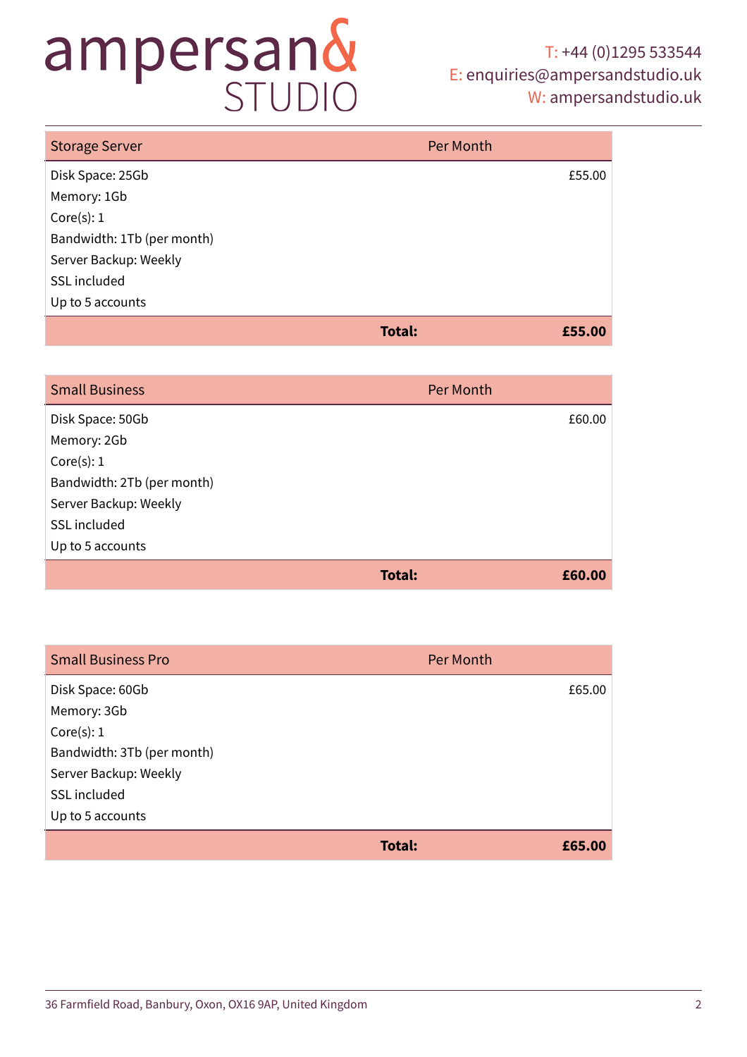| Storage Server | Per Month |
| --- | --- |
| Disk Space: 25Gb | £55.00 |
| Memory: 1Gb | |
| Core(s): 1 | |
| Bandwidth: 1Tb (per month) | |
| Server Backup: Weekly | |
| SSL included | |
| Up to 5 accounts | |
| **Total:** | **£55.00** |

| Small Business | Per Month |
| --- | --- |
| Disk Space: 50Gb | £60.00 |
| Memory: 2Gb | |
| Core(s): 1 | |
| Bandwidth: 2Tb (per month) | |
| Server Backup: Weekly | |
| SSL included | |
| Up to 5 accounts | |
| **Total:** | **£60.00** |

| Small Business Pro | Per Month |
| --- | --- |
| Disk Space: 60Gb | £65.00 |
| Memory: 3Gb | |
| Core(s): 1 | |
| Bandwidth: 3Tb (per month) | |
| Server Backup: Weekly | |
| SSL included | |
| Up to 5 accounts | |
| **Total:** | **£65.00** |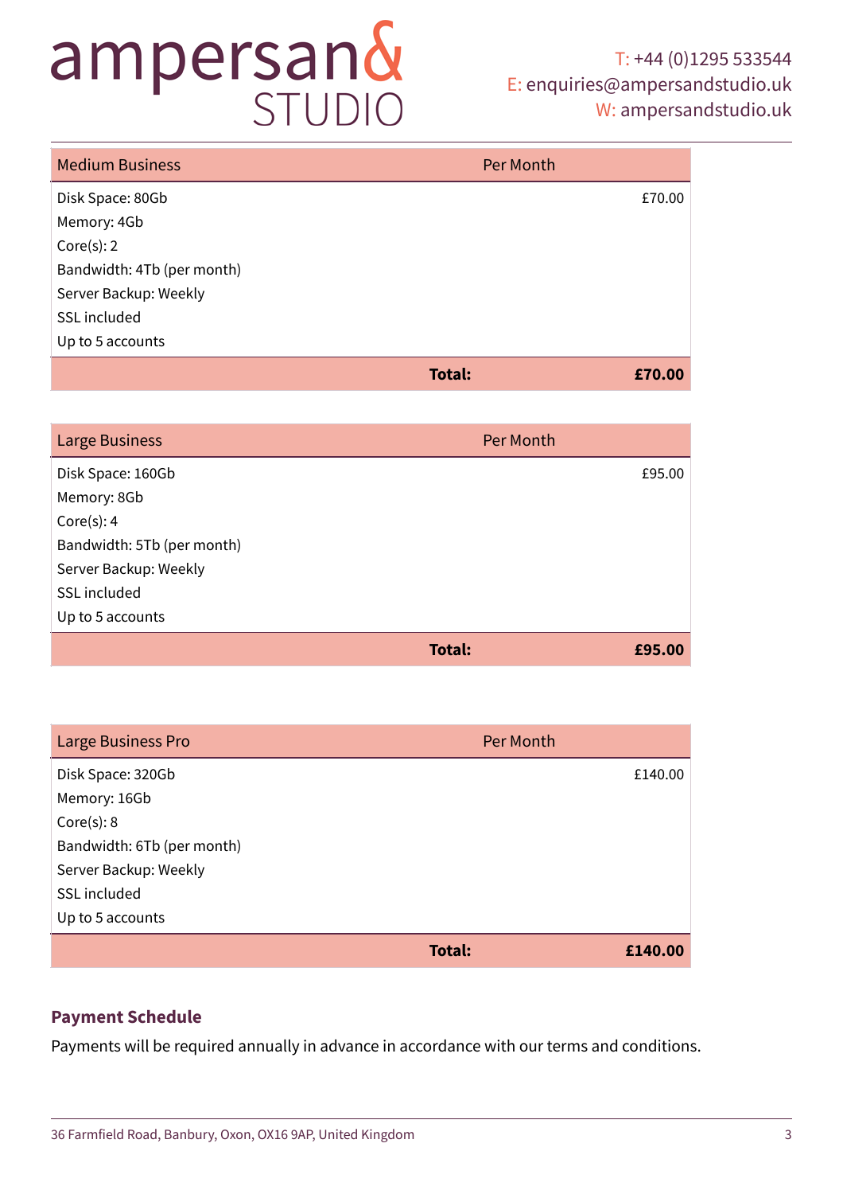| Medium Business | Per Month |
| --- | --- |
| Disk Space: 80Gb | £70.00 |
| Memory: 4Gb | |
| Core(s): 2 | |
| Bandwidth: 4Tb (per month) | |
| Server Backup: Weekly | |
| SSL included | |
| Up to 5 accounts | |
| **Total:** | **£70.00** |

| Large Business | Per Month |
| --- | --- |
| Disk Space: 160Gb | £95.00 |
| Memory: 8Gb | |
| Core(s): 4 | |
| Bandwidth: 5Tb (per month) | |
| Server Backup: Weekly | |
| SSL included | |
| Up to 5 accounts | |
| **Total:** | **£95.00** |

| Large Business Pro | Per Month |
| --- | --- |
| Disk Space: 320Gb | £140.00 |
| Memory: 16Gb | |
| Core(s): 8 | |
| Bandwidth: 6Tb (per month) | |
| Server Backup: Weekly | |
| SSL included | |
| Up to 5 accounts | |
| **Total:** | **£140.00** |

## Payment Schedule

Payments will be required annually in advance in accordance with our terms and conditions.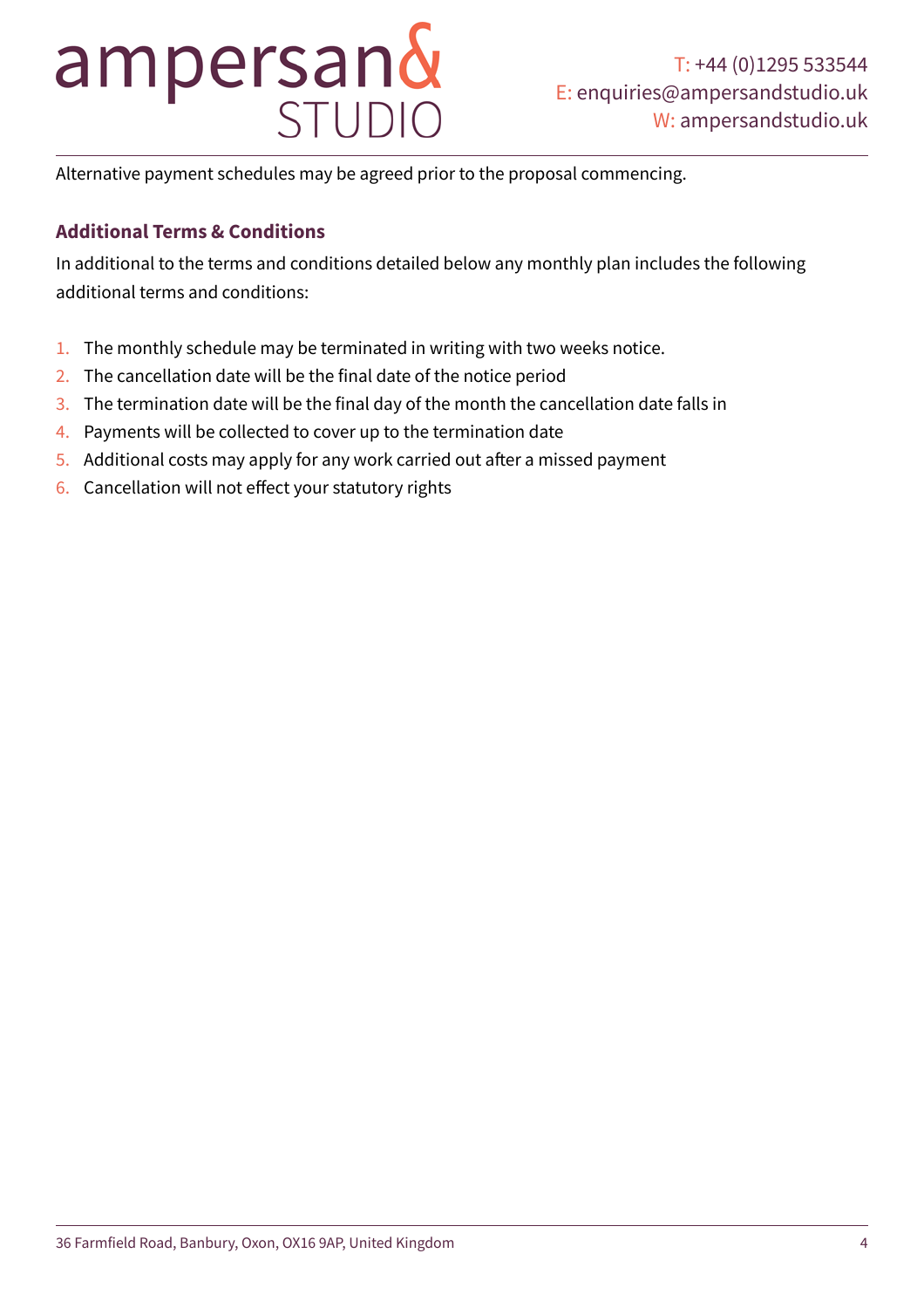Alternative payment schedules may be agreed prior to the proposal commencing.

### Additional Terms & Conditions

In additional to the terms and conditions detailed below any monthly plan includes the following additional terms and conditions:

1. The monthly schedule may be terminated in writing with two weeks notice.
2. The cancellation date will be the final date of the notice period
3. The termination date will be the final day of the month the cancellation date falls in
4. Payments will be collected to cover up to the termination date
5. Additional costs may apply for any work carried out after a missed payment
6. Cancellation will not effect your statutory rights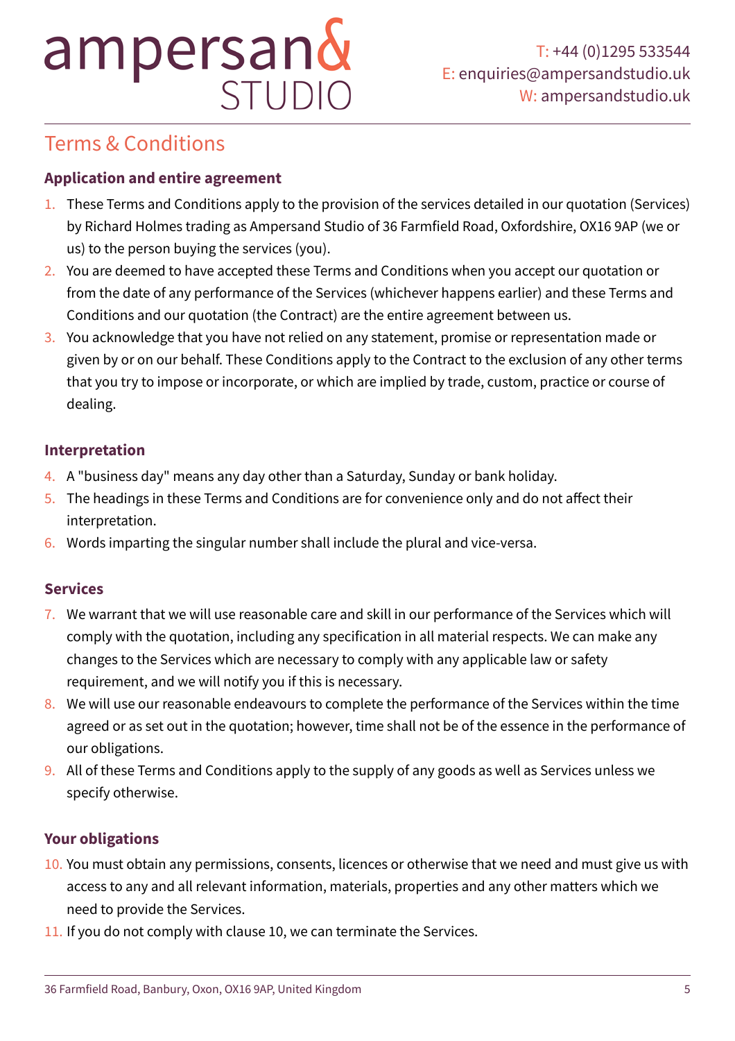# Terms & Conditions

## Application and entire agreement

1. These Terms and Conditions apply to the provision of the services detailed in our quotation (Services) by Richard Holmes trading as Ampersand Studio of 36 Farmfield Road, Oxfordshire, OX16 9AP (we or us) to the person buying the services (you).
2. You are deemed to have accepted these Terms and Conditions when you accept our quotation or from the date of any performance of the Services (whichever happens earlier) and these Terms and Conditions and our quotation (the Contract) are the entire agreement between us.
3. You acknowledge that you have not relied on any statement, promise or representation made or given by or on our behalf. These Conditions apply to the Contract to the exclusion of any other terms that you try to impose or incorporate, or which are implied by trade, custom, practice or course of dealing.

## Interpretation

4. A "business day" means any day other than a Saturday, Sunday or bank holiday.
5. The headings in these Terms and Conditions are for convenience only and do not affect their interpretation.
6. Words imparting the singular number shall include the plural and vice-versa.

## Services

7. We warrant that we will use reasonable care and skill in our performance of the Services which will comply with the quotation, including any specification in all material respects. We can make any changes to the Services which are necessary to comply with any applicable law or safety requirement, and we will notify you if this is necessary.
8. We will use our reasonable endeavours to complete the performance of the Services within the time agreed or as set out in the quotation; however, time shall not be of the essence in the performance of our obligations.
9. All of these Terms and Conditions apply to the supply of any goods as well as Services unless we specify otherwise.

## Your obligations

10. You must obtain any permissions, consents, licences or otherwise that we need and must give us with access to any and all relevant information, materials, properties and any other matters which we need to provide the Services.
11. If you do not comply with clause 10, we can terminate the Services.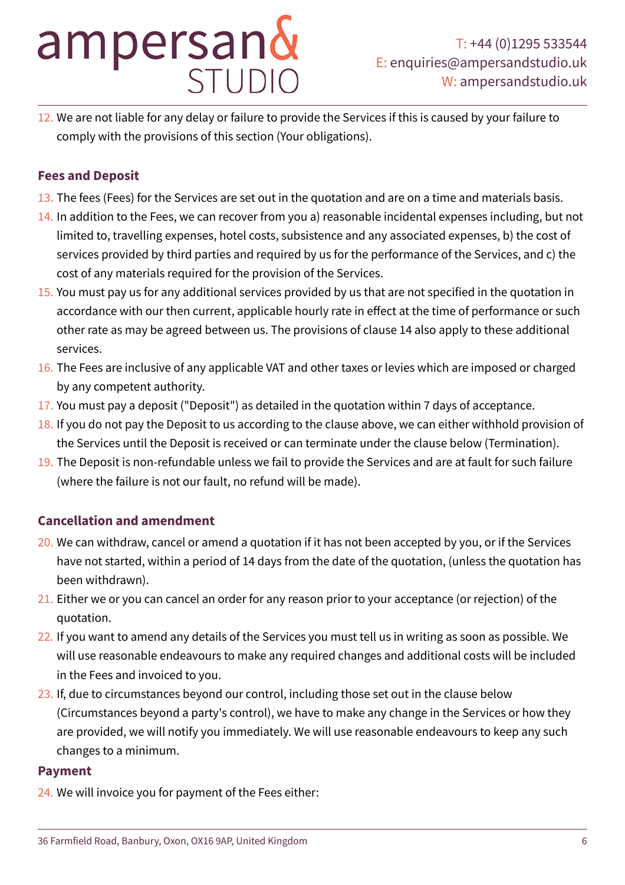12. We are not liable for any delay or failure to provide the Services if this is caused by your failure to comply with the provisions of this section (Your obligations).

### Fees and Deposit

13. The fees (Fees) for the Services are set out in the quotation and are on a time and materials basis.
14. In addition to the Fees, we can recover from you a) reasonable incidental expenses including, but not limited to, travelling expenses, hotel costs, subsistence and any associated expenses, b) the cost of services provided by third parties and required by us for the performance of the Services, and c) the cost of any materials required for the provision of the Services.
15. You must pay us for any additional services provided by us that are not specified in the quotation in accordance with our then current, applicable hourly rate in effect at the time of performance or such other rate as may be agreed between us. The provisions of clause 14 also apply to these additional services.
16. The Fees are inclusive of any applicable VAT and other taxes or levies which are imposed or charged by any competent authority.
17. You must pay a deposit ("Deposit") as detailed in the quotation within 7 days of acceptance.
18. If you do not pay the Deposit to us according to the clause above, we can either withhold provision of the Services until the Deposit is received or can terminate under the clause below (Termination).
19. The Deposit is non-refundable unless we fail to provide the Services and are at fault for such failure (where the failure is not our fault, no refund will be made).

### Cancellation and amendment

20. We can withdraw, cancel or amend a quotation if it has not been accepted by you, or if the Services have not started, within a period of 14 days from the date of the quotation, (unless the quotation has been withdrawn).
21. Either we or you can cancel an order for any reason prior to your acceptance (or rejection) of the quotation.
22. If you want to amend any details of the Services you must tell us in writing as soon as possible. We will use reasonable endeavours to make any required changes and additional costs will be included in the Fees and invoiced to you.
23. If, due to circumstances beyond our control, including those set out in the clause below (Circumstances beyond a party's control), we have to make any change in the Services or how they are provided, we will notify you immediately. We will use reasonable endeavours to keep any such changes to a minimum.

### Payment

24. We will invoice you for payment of the Fees either: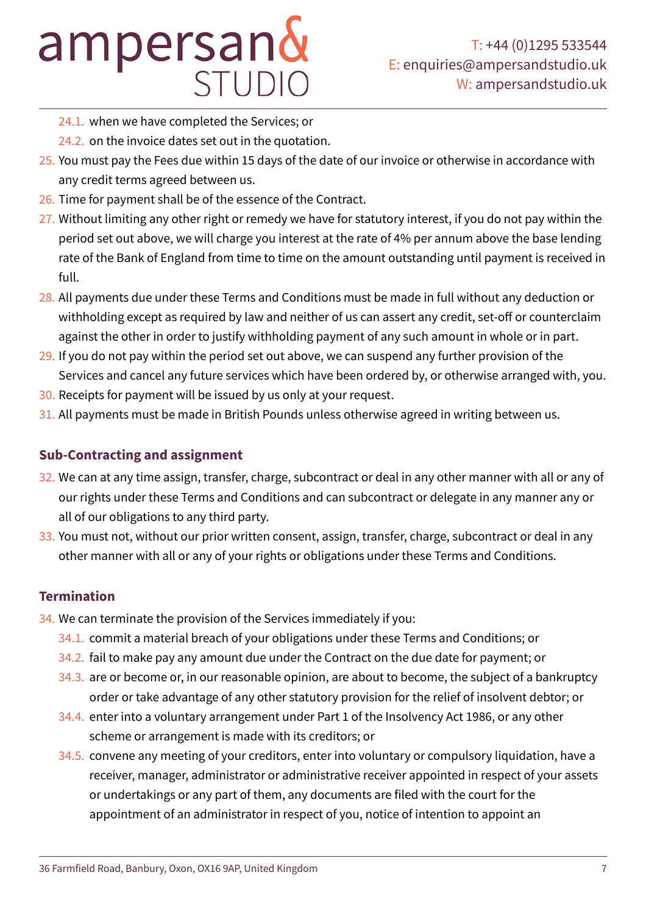24.1. when we have completed the Services; or

24.2. on the invoice dates set out in the quotation.

25. You must pay the Fees due within 15 days of the date of our invoice or otherwise in accordance with any credit terms agreed between us.

26. Time for payment shall be of the essence of the Contract.

27. Without limiting any other right or remedy we have for statutory interest, if you do not pay within the period set out above, we will charge you interest at the rate of 4% per annum above the base lending rate of the Bank of England from time to time on the amount outstanding until payment is received in full.

28. All payments due under these Terms and Conditions must be made in full without any deduction or withholding except as required by law and neither of us can assert any credit, set-off or counterclaim against the other in order to justify withholding payment of any such amount in whole or in part.

29. If you do not pay within the period set out above, we can suspend any further provision of the Services and cancel any future services which have been ordered by, or otherwise arranged with, you.

30. Receipts for payment will be issued by us only at your request.

31. All payments must be made in British Pounds unless otherwise agreed in writing between us.

### Sub-Contracting and assignment

32. We can at any time assign, transfer, charge, subcontract or deal in any other manner with all or any of our rights under these Terms and Conditions and can subcontract or delegate in any manner any or all of our obligations to any third party.

33. You must not, without our prior written consent, assign, transfer, charge, subcontract or deal in any other manner with all or any of your rights or obligations under these Terms and Conditions.

### Termination

34. We can terminate the provision of the Services immediately if you:

    34.1. commit a material breach of your obligations under these Terms and Conditions; or

    34.2. fail to make pay any amount due under the Contract on the due date for payment; or

    34.3. are or become or, in our reasonable opinion, are about to become, the subject of a bankruptcy order or take advantage of any other statutory provision for the relief of insolvent debtor; or

    34.4. enter into a voluntary arrangement under Part 1 of the Insolvency Act 1986, or any other scheme or arrangement is made with its creditors; or

    34.5. convene any meeting of your creditors, enter into voluntary or compulsory liquidation, have a receiver, manager, administrator or administrative receiver appointed in respect of your assets or undertakings or any part of them, any documents are filed with the court for the appointment of an administrator in respect of you, notice of intention to appoint an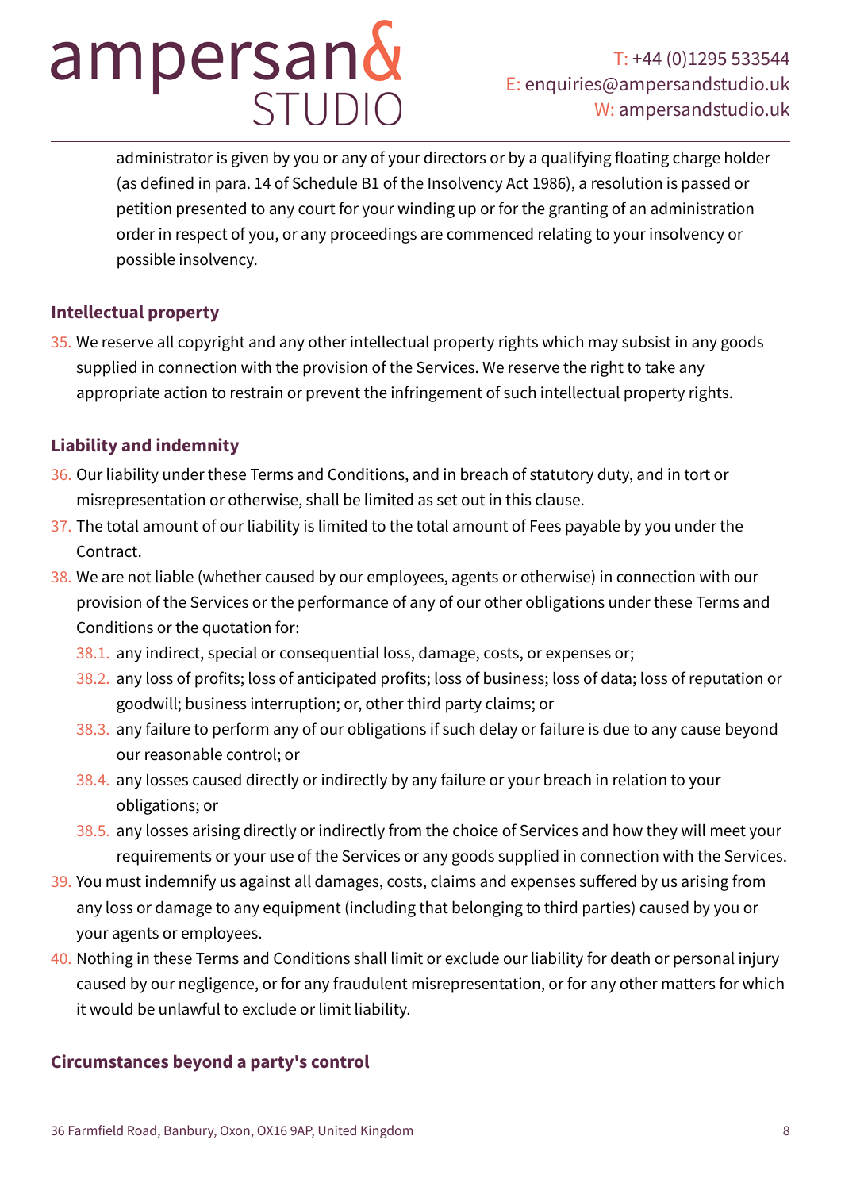administrator is given by you or any of your directors or by a qualifying floating charge holder (as defined in para. 14 of Schedule B1 of the Insolvency Act 1986), a resolution is passed or petition presented to any court for your winding up or for the granting of an administration order in respect of you, or any proceedings are commenced relating to your insolvency or possible insolvency.

### Intellectual property

35. We reserve all copyright and any other intellectual property rights which may subsist in any goods supplied in connection with the provision of the Services. We reserve the right to take any appropriate action to restrain or prevent the infringement of such intellectual property rights.

### Liability and indemnity

36. Our liability under these Terms and Conditions, and in breach of statutory duty, and in tort or misrepresentation or otherwise, shall be limited as set out in this clause.
37. The total amount of our liability is limited to the total amount of Fees payable by you under the Contract.
38. We are not liable (whether caused by our employees, agents or otherwise) in connection with our provision of the Services or the performance of any of our other obligations under these Terms and Conditions or the quotation for:
    - 38.1. any indirect, special or consequential loss, damage, costs, or expenses or;
    - 38.2. any loss of profits; loss of anticipated profits; loss of business; loss of data; loss of reputation or goodwill; business interruption; or, other third party claims; or
    - 38.3. any failure to perform any of our obligations if such delay or failure is due to any cause beyond our reasonable control; or
    - 38.4. any losses caused directly or indirectly by any failure or your breach in relation to your obligations; or
    - 38.5. any losses arising directly or indirectly from the choice of Services and how they will meet your requirements or your use of the Services or any goods supplied in connection with the Services.
39. You must indemnify us against all damages, costs, claims and expenses suffered by us arising from any loss or damage to any equipment (including that belonging to third parties) caused by you or your agents or employees.
40. Nothing in these Terms and Conditions shall limit or exclude our liability for death or personal injury caused by our negligence, or for any fraudulent misrepresentation, or for any other matters for which it would be unlawful to exclude or limit liability.

### Circumstances beyond a party's control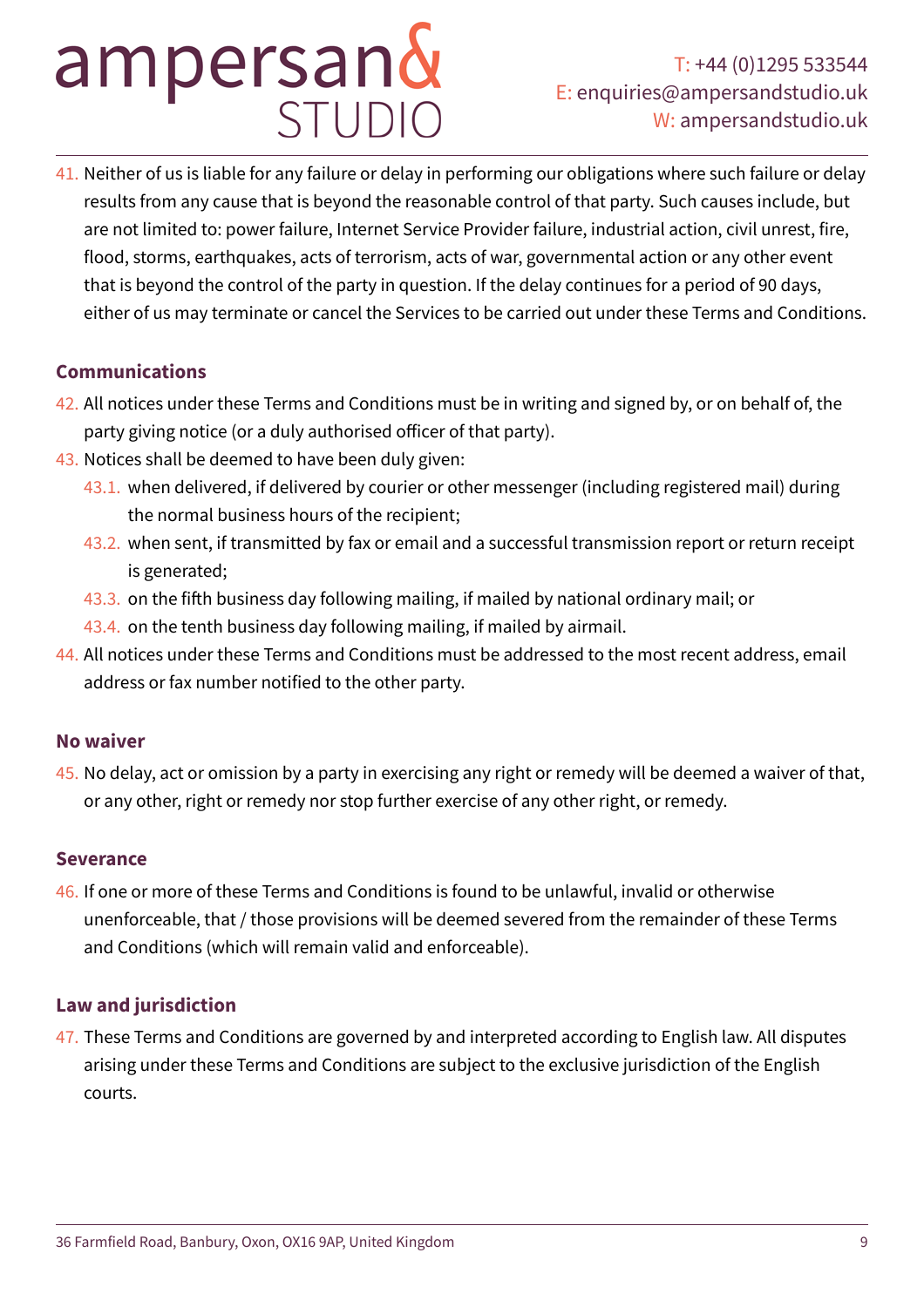41. Neither of us is liable for any failure or delay in performing our obligations where such failure or delay results from any cause that is beyond the reasonable control of that party. Such causes include, but are not limited to: power failure, Internet Service Provider failure, industrial action, civil unrest, fire, flood, storms, earthquakes, acts of terrorism, acts of war, governmental action or any other event that is beyond the control of the party in question. If the delay continues for a period of 90 days, either of us may terminate or cancel the Services to be carried out under these Terms and Conditions.

### Communications

42. All notices under these Terms and Conditions must be in writing and signed by, or on behalf of, the party giving notice (or a duly authorised officer of that party).
43. Notices shall be deemed to have been duly given:
    - 43.1. when delivered, if delivered by courier or other messenger (including registered mail) during the normal business hours of the recipient;
    - 43.2. when sent, if transmitted by fax or email and a successful transmission report or return receipt is generated;
    - 43.3. on the fifth business day following mailing, if mailed by national ordinary mail; or
    - 43.4. on the tenth business day following mailing, if mailed by airmail.
44. All notices under these Terms and Conditions must be addressed to the most recent address, email address or fax number notified to the other party.

### No waiver

45. No delay, act or omission by a party in exercising any right or remedy will be deemed a waiver of that, or any other, right or remedy nor stop further exercise of any other right, or remedy.

### Severance

46. If one or more of these Terms and Conditions is found to be unlawful, invalid or otherwise unenforceable, that / those provisions will be deemed severed from the remainder of these Terms and Conditions (which will remain valid and enforceable).

### Law and jurisdiction

47. These Terms and Conditions are governed by and interpreted according to English law. All disputes arising under these Terms and Conditions are subject to the exclusive jurisdiction of the English courts.